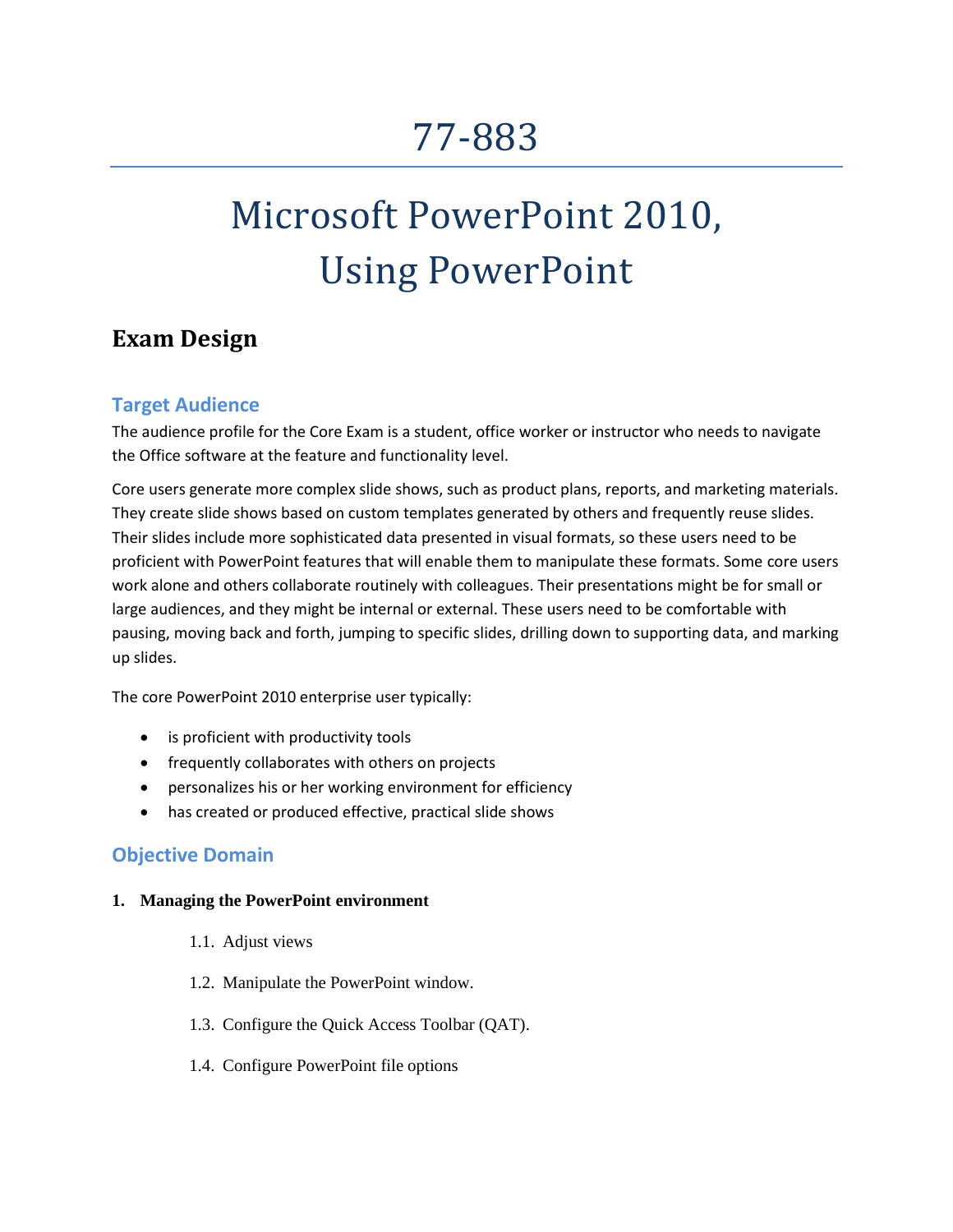# 77-883

# Microsoft PowerPoint 2010, Using PowerPoint

## Exam Design

### Target Audience

The audience profile for the Core Exam is a student, office worker or instructor who needs to navigate the Office software at the feature and functionality level.

Core users generate more complex slide shows, such as product plans, reports, and marketing materials. They create slide shows based on custom templates generated by others and frequently reuse slides. Their slides include more sophisticated data presented in visual formats, so these users need to be proficient with PowerPoint features that will enable them to manipulate these formats. Some core users work alone and others collaborate routinely with colleagues. Their presentations might be for small or large audiences, and they might be internal or external. These users need to be comfortable with pausing, moving back and forth, jumping to specific slides, drilling down to supporting data, and marking up slides.

The core PowerPoint 2010 enterprise user typically:

- is proficient with productivity tools
- frequently collaborates with others on projects
- personalizes his or her working environment for efficiency
- has created or produced effective, practical slide shows

### Objective Domain

**1. Managing the PowerPoint environment**

1.1. Adjust views

1.2. Manipulate the PowerPoint window.

1.3. Configure the Quick Access Toolbar (QAT).

1.4. Configure PowerPoint file options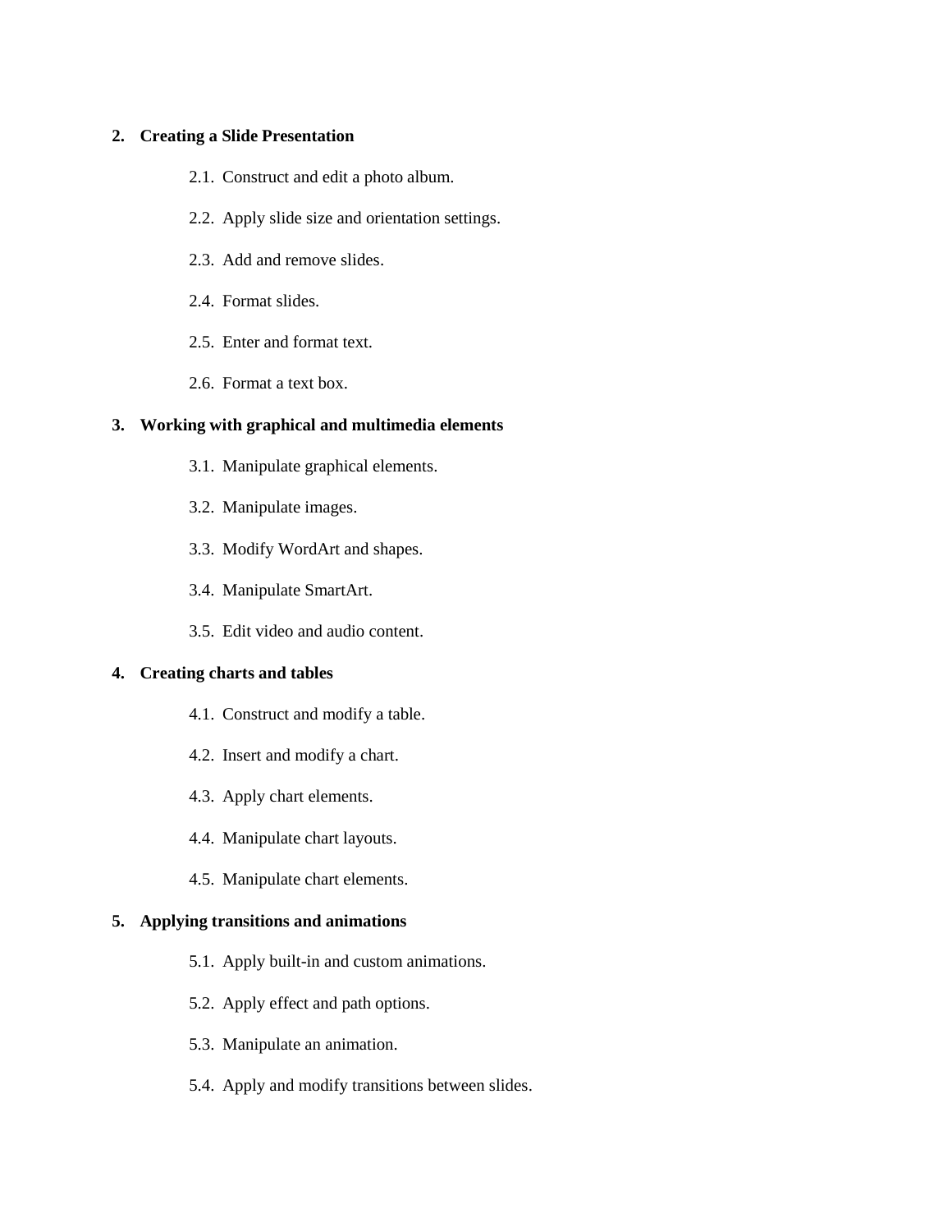**2. Creating a Slide Presentation**

2.1. Construct and edit a photo album.

2.2. Apply slide size and orientation settings.

2.3. Add and remove slides.

2.4. Format slides.

2.5. Enter and format text.

2.6. Format a text box.

**3. Working with graphical and multimedia elements**

3.1. Manipulate graphical elements.

3.2. Manipulate images.

3.3. Modify WordArt and shapes.

3.4. Manipulate SmartArt.

3.5. Edit video and audio content.

**4. Creating charts and tables**

4.1. Construct and modify a table.

4.2. Insert and modify a chart.

4.3. Apply chart elements.

4.4. Manipulate chart layouts.

4.5. Manipulate chart elements.

**5. Applying transitions and animations**

5.1. Apply built-in and custom animations.

5.2. Apply effect and path options.

5.3. Manipulate an animation.

5.4. Apply and modify transitions between slides.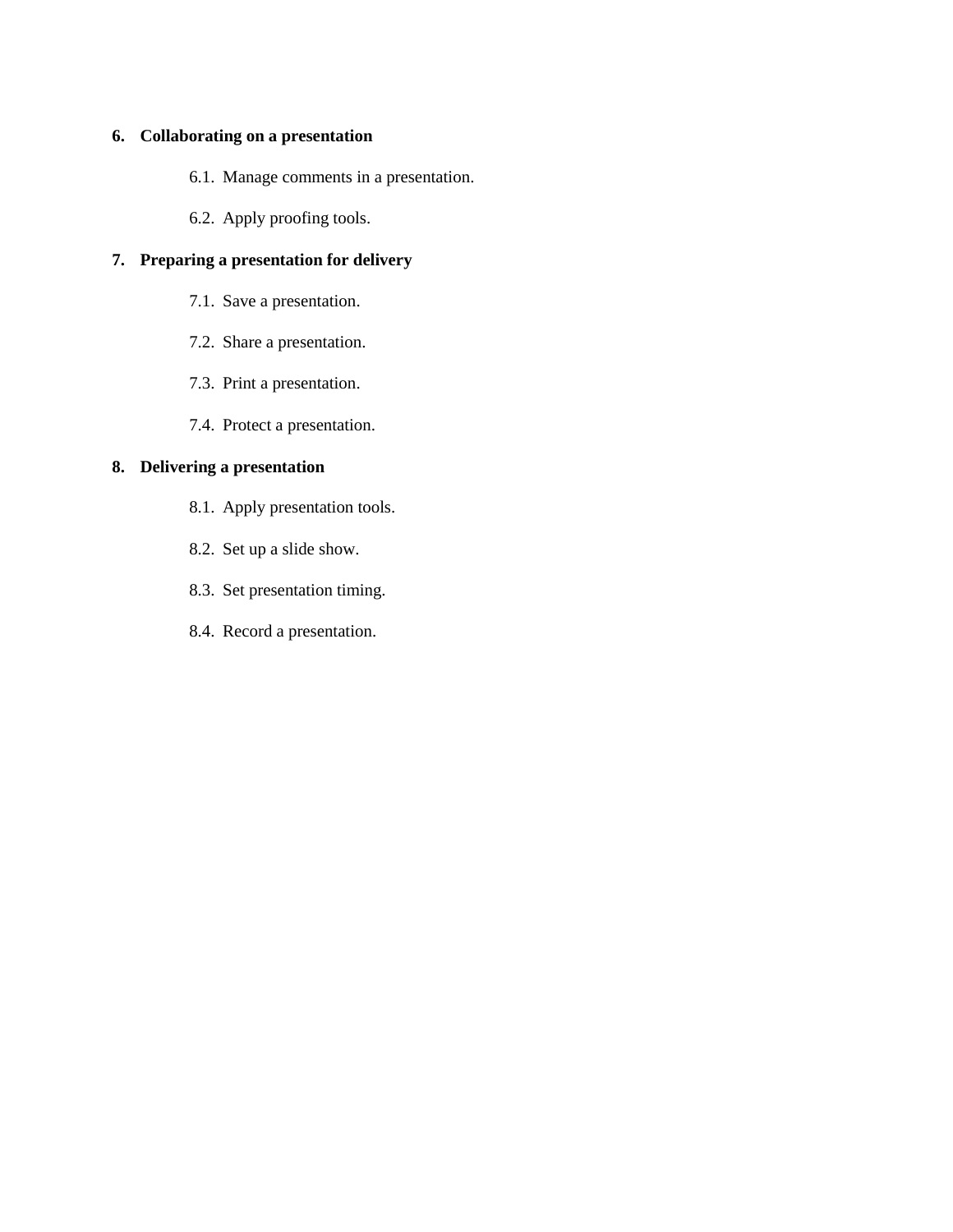6. **Collaborating on a presentation**

    6.1. Manage comments in a presentation.

    6.2. Apply proofing tools.

7. **Preparing a presentation for delivery**

    7.1. Save a presentation.

    7.2. Share a presentation.

    7.3. Print a presentation.

    7.4. Protect a presentation.

8. **Delivering a presentation**

    8.1. Apply presentation tools.

    8.2. Set up a slide show.

    8.3. Set presentation timing.

    8.4. Record a presentation.